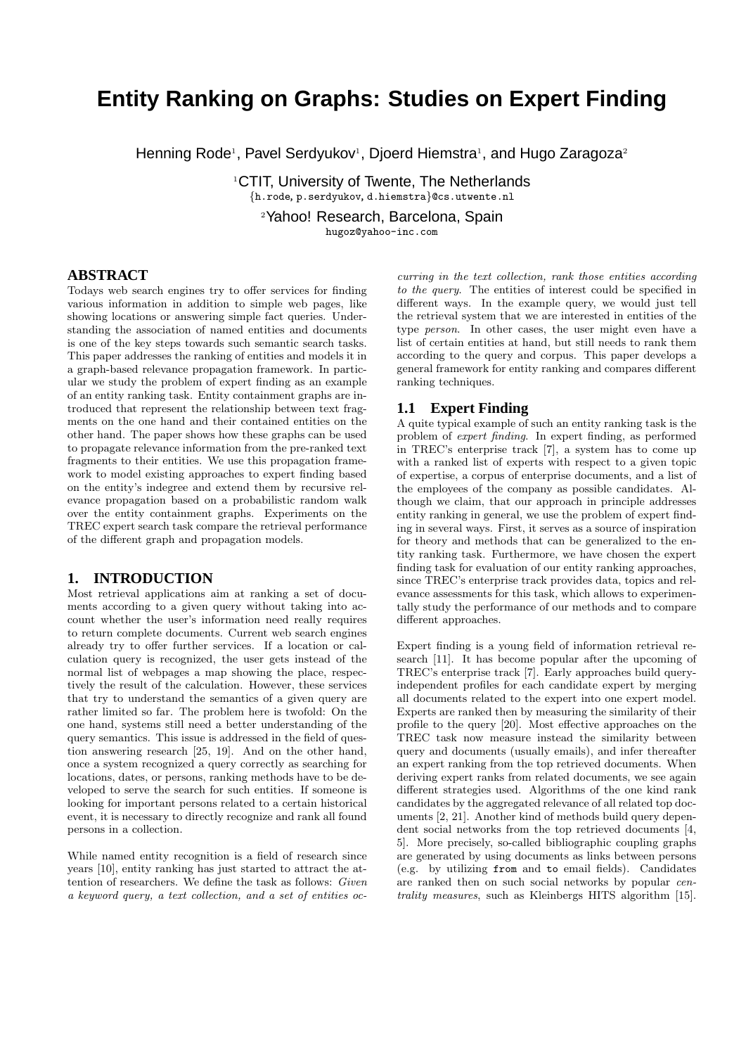# Entity Ranking on Graphs: Studies on Expert Finding

Henning Rode[1], Pavel Serdyukov[1], Djoerd Hiemstra[1], and Hugo Zaragoza[2]

[1]CTIT, University of Twente, The Netherlands
{h.rode, p.serdyukov, d.hiemstra}@cs.utwente.nl

[2]Yahoo! Research, Barcelona, Spain
hugoz@yahoo-inc.com

## ABSTRACT

Todays web search engines try to offer services for finding various information in addition to simple web pages, like showing locations or answering simple fact queries. Understanding the association of named entities and documents is one of the key steps towards such semantic search tasks. This paper addresses the ranking of entities and models it in a graph-based relevance propagation framework. In particular we study the problem of expert finding as an example of an entity ranking task. Entity containment graphs are introduced that represent the relationship between text fragments on the one hand and their contained entities on the other hand. The paper shows how these graphs can be used to propagate relevance information from the pre-ranked text fragments to their entities. We use this propagation framework to model existing approaches to expert finding based on the entity's indegree and extend them by recursive relevance propagation based on a probabilistic random walk over the entity containment graphs. Experiments on the TREC expert search task compare the retrieval performance of the different graph and propagation models.

## 1. INTRODUCTION

Most retrieval applications aim at ranking a set of documents according to a given query without taking into account whether the user's information need really requires to return complete documents. Current web search engines already try to offer further services. If a location or calculation query is recognized, the user gets instead of the normal list of webpages a map showing the place, respectively the result of the calculation. However, these services that try to understand the semantics of a given query are rather limited so far. The problem here is twofold: On the one hand, systems still need a better understanding of the query semantics. This issue is addressed in the field of question answering research [25, 19]. And on the other hand, once a system recognized a query correctly as searching for locations, dates, or persons, ranking methods have to be developed to serve the search for such entities. If someone is looking for important persons related to a certain historical event, it is necessary to directly recognize and rank all found persons in a collection.

While named entity recognition is a field of research since years [10], entity ranking has just started to attract the attention of researchers. We define the task as follows: *Given a keyword query, a text collection, and a set of entities occurring in the text collection, rank those entities according to the query.* The entities of interest could be specified in different ways. In the example query, we would just tell the retrieval system that we are interested in entities of the type *person*. In other cases, the user might even have a list of certain entities at hand, but still needs to rank them according to the query and corpus. This paper develops a general framework for entity ranking and compares different ranking techniques.

### 1.1 Expert Finding

A quite typical example of such an entity ranking task is the problem of *expert finding*. In expert finding, as performed in TREC's enterprise track [7], a system has to come up with a ranked list of experts with respect to a given topic of expertise, a corpus of enterprise documents, and a list of the employees of the company as possible candidates. Although we claim, that our approach in principle addresses entity ranking in general, we use the problem of expert finding in several ways. First, it serves as a source of inspiration for theory and methods that can be generalized to the entity ranking task. Furthermore, we have chosen the expert finding task for evaluation of our entity ranking approaches, since TREC's enterprise track provides data, topics and relevance assessments for this task, which allows to experimentally study the performance of our methods and to compare different approaches.

Expert finding is a young field of information retrieval research [11]. It has become popular after the upcoming of TREC's enterprise track [7]. Early approaches build query-independent profiles for each candidate expert by merging all documents related to the expert into one expert model. Experts are ranked then by measuring the similarity of their profile to the query [20]. Most effective approaches on the TREC task now measure instead the similarity between query and documents (usually emails), and infer thereafter an expert ranking from the top retrieved documents. When deriving expert ranks from related documents, we see again different strategies used. Algorithms of the one kind rank candidates by the aggregated relevance of all related top documents [2, 21]. Another kind of methods build query dependent social networks from the top retrieved documents [4, 5]. More precisely, so-called bibliographic coupling graphs are generated by using documents as links between persons (e.g. by utilizing `from` and `to` email fields). Candidates are ranked then on such social networks by popular *centrality measures*, such as Kleinbergs HITS algorithm [15].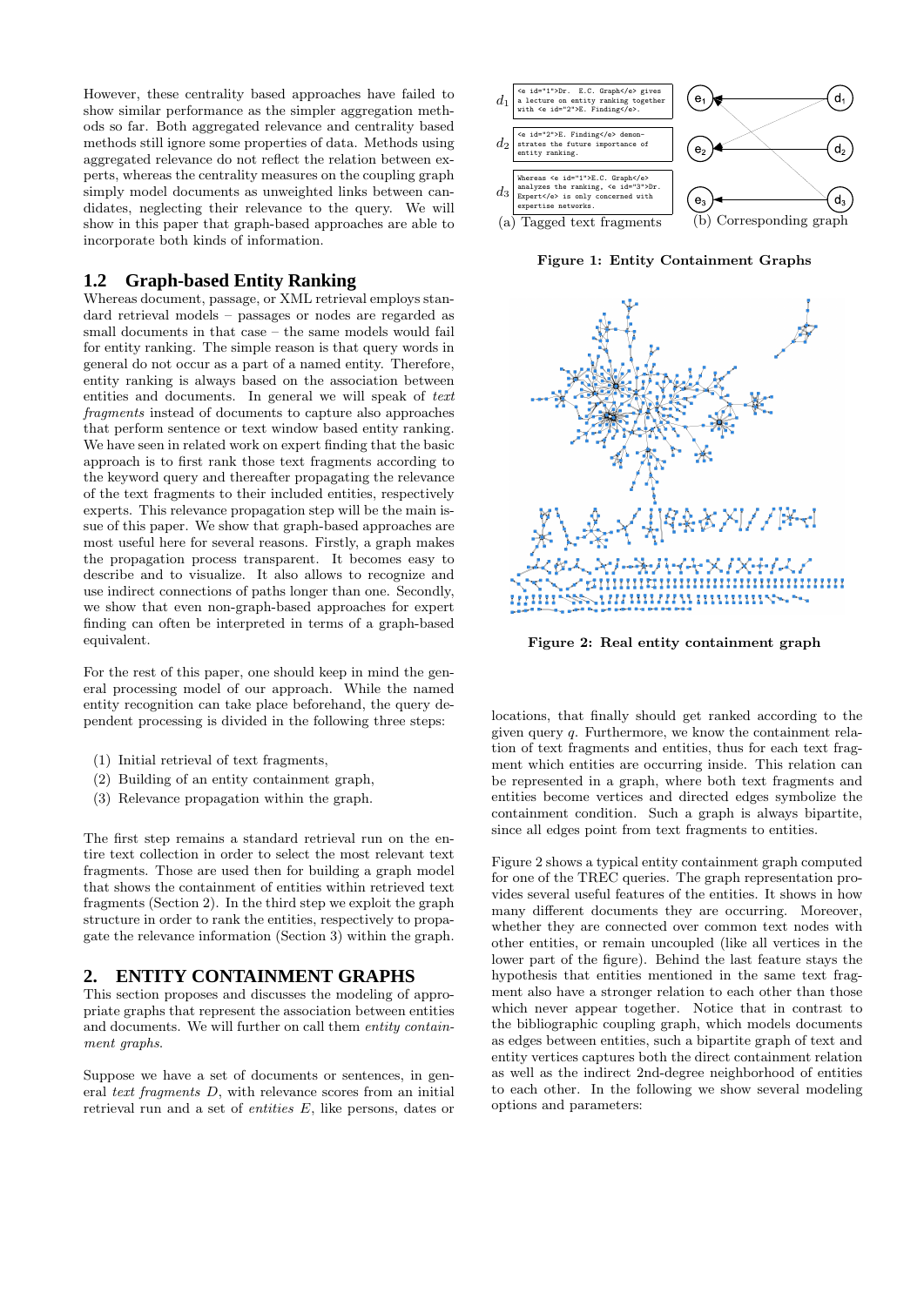However, these centrality based approaches have failed to show similar performance as the simpler aggregation methods so far. Both aggregated relevance and centrality based methods still ignore some properties of data. Methods using aggregated relevance do not reflect the relation between experts, whereas the centrality measures on the coupling graph simply model documents as unweighted links between candidates, neglecting their relevance to the query. We will show in this paper that graph-based approaches are able to incorporate both kinds of information.

## 1.2 Graph-based Entity Ranking

Whereas document, passage, or XML retrieval employs standard retrieval models – passages or nodes are regarded as small documents in that case – the same models would fail for entity ranking. The simple reason is that query words in general do not occur as a part of a named entity. Therefore, entity ranking is always based on the association between entities and documents. In general we will speak of *text fragments* instead of documents to capture also approaches that perform sentence or text window based entity ranking. We have seen in related work on expert finding that the basic approach is to first rank those text fragments according to the keyword query and thereafter propagating the relevance of the text fragments to their included entities, respectively experts. This relevance propagation step will be the main issue of this paper. We show that graph-based approaches are most useful here for several reasons. Firstly, a graph makes the propagation process transparent. It becomes easy to describe and to visualize. It also allows to recognize and use indirect connections of paths longer than one. Secondly, we show that even non-graph-based approaches for expert finding can often be interpreted in terms of a graph-based equivalent.

For the rest of this paper, one should keep in mind the general processing model of our approach. While the named entity recognition can take place beforehand, the query dependent processing is divided in the following three steps:

(1) Initial retrieval of text fragments,
(2) Building of an entity containment graph,
(3) Relevance propagation within the graph.

The first step remains a standard retrieval run on the entire text collection in order to select the most relevant text fragments. Those are used then for building a graph model that shows the containment of entities within retrieved text fragments (Section 2). In the third step we exploit the graph structure in order to rank the entities, respectively to propagate the relevance information (Section 3) within the graph.

# 2. ENTITY CONTAINMENT GRAPHS

This section proposes and discusses the modeling of appropriate graphs that represent the association between entities and documents. We will further on call them *entity containment graphs*.

Suppose we have a set of documents or sentences, in general *text fragments* $D$, with relevance scores from an initial retrieval run and a set of *entities* $E$, like persons, dates or locations, that finally should get ranked according to the given query $q$. Furthermore, we know the containment relation of text fragments and entities, thus for each text fragment which entities are occurring inside. This relation can be represented in a graph, where both text fragments and entities become vertices and directed edges symbolize the containment condition. Such a graph is always bipartite, since all edges point from text fragments to entities.

$d_1$: `<e id="1">Dr. E.C. Graph</e> gives a lecture on entity ranking together with <e id="2">E. Finding</e>.`

$d_2$: `<e id="2">E. Finding</e> demonstrates the future importance of entity ranking.`

$d_3$: `Whereas <e id="1">E.C. Graph</e> analyzes the ranking, <e id="3">Dr. Expert</e> is only concerned with expertise networks.`

(a) Tagged text fragments (b) Corresponding graph

**Figure 1: Entity Containment Graphs**

**Figure 2: Real entity containment graph**

Figure 2 shows a typical entity containment graph computed for one of the TREC queries. The graph representation provides several useful features of the entities. It shows in how many different documents they are occurring. Moreover, whether they are connected over common text nodes with other entities, or remain uncoupled (like all vertices in the lower part of the figure). Behind the last feature stays the hypothesis that entities mentioned in the same text fragment also have a stronger relation to each other than those which never appear together. Notice that in contrast to the bibliographic coupling graph, which models documents as edges between entities, such a bipartite graph of text and entity vertices captures both the direct containment relation as well as the indirect 2nd-degree neighborhood of entities to each other. In the following we show several modeling options and parameters: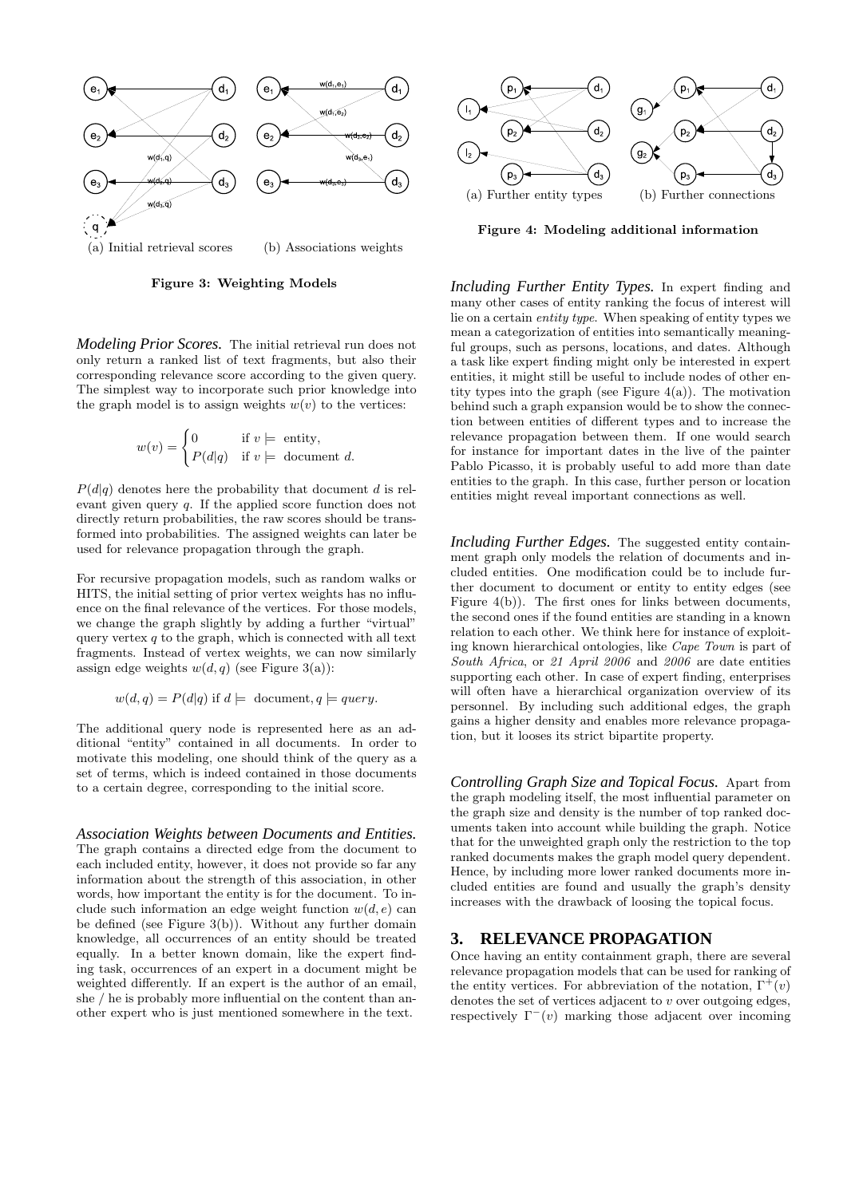(a) Initial retrieval scores (b) Associations weights

**Figure 3: Weighting Models**

***Modeling Prior Scores.*** The initial retrieval run does not only return a ranked list of text fragments, but also their corresponding relevance score according to the given query. The simplest way to incorporate such prior knowledge into the graph model is to assign weights $w(v)$ to the vertices:

$$w(v) = \begin{cases} 0 & \text{if } v \models \text{ entity,} \\ P(d|q) & \text{if } v \models \text{ document } d. \end{cases}$$

$P(d|q)$ denotes here the probability that document $d$ is relevant given query $q$. If the applied score function does not directly return probabilities, the raw scores should be transformed into probabilities. The assigned weights can later be used for relevance propagation through the graph.

For recursive propagation models, such as random walks or HITS, the initial setting of prior vertex weights has no influence on the final relevance of the vertices. For those models, we change the graph slightly by adding a further "virtual" query vertex $q$ to the graph, which is connected with all text fragments. Instead of vertex weights, we can now similarly assign edge weights $w(d, q)$ (see Figure 3(a)):

$$w(d, q) = P(d|q) \text{ if } d \models \text{ document}, q \models query.$$

The additional query node is represented here as an additional "entity" contained in all documents. In order to motivate this modeling, one should think of the query as a set of terms, which is indeed contained in those documents to a certain degree, corresponding to the initial score.

***Association Weights between Documents and Entities.*** The graph contains a directed edge from the document to each included entity, however, it does not provide so far any information about the strength of this association, in other words, how important the entity is for the document. To include such information an edge weight function $w(d, e)$ can be defined (see Figure 3(b)). Without any further domain knowledge, all occurrences of an entity should be treated equally. In a better known domain, like the expert finding task, occurrences of an expert in a document might be weighted differently. If an expert is the author of an email, she / he is probably more influential on the content than another expert who is just mentioned somewhere in the text.

(a) Further entity types (b) Further connections

**Figure 4: Modeling additional information**

***Including Further Entity Types.*** In expert finding and many other cases of entity ranking the focus of interest will lie on a certain *entity type*. When speaking of entity types we mean a categorization of entities into semantically meaningful groups, such as persons, locations, and dates. Although a task like expert finding might only be interested in expert entities, it might still be useful to include nodes of other entity types into the graph (see Figure 4(a)). The motivation behind such a graph expansion would be to show the connection between entities of different types and to increase the relevance propagation between them. If one would search for instance for important dates in the live of the painter Pablo Picasso, it is probably useful to add more than date entities to the graph. In this case, further person or location entities might reveal important connections as well.

***Including Further Edges.*** The suggested entity containment graph only models the relation of documents and included entities. One modification could be to include further document to document or entity to entity edges (see Figure 4(b)). The first ones for links between documents, the second ones if the found entities are standing in a known relation to each other. We think here for instance of exploiting known hierarchical ontologies, like *Cape Town* is part of *South Africa*, or *21 April 2006* and *2006* are date entities supporting each other. In case of expert finding, enterprises will often have a hierarchical organization overview of its personnel. By including such additional edges, the graph gains a higher density and enables more relevance propagation, but it looses its strict bipartite property.

***Controlling Graph Size and Topical Focus.*** Apart from the graph modeling itself, the most influential parameter on the graph size and density is the number of top ranked documents taken into account while building the graph. Notice that for the unweighted graph only the restriction to the top ranked documents makes the graph model query dependent. Hence, by including more lower ranked documents more included entities are found and usually the graph's density increases with the drawback of loosing the topical focus.

## 3. RELEVANCE PROPAGATION

Once having an entity containment graph, there are several relevance propagation models that can be used for ranking of the entity vertices. For abbreviation of the notation, $\Gamma^+(v)$ denotes the set of vertices adjacent to $v$ over outgoing edges, respectively $\Gamma^-(v)$ marking those adjacent over incoming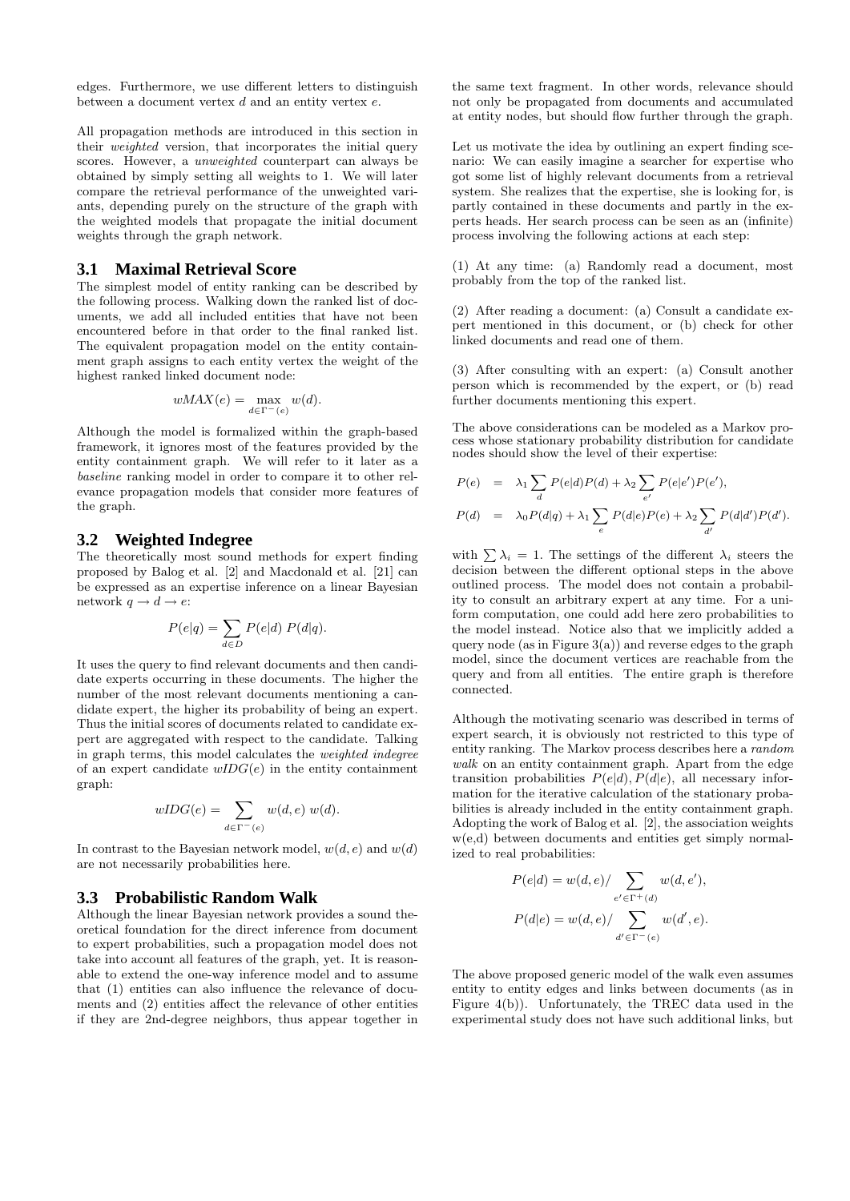edges. Furthermore, we use different letters to distinguish between a document vertex $d$ and an entity vertex $e$.

All propagation methods are introduced in this section in their *weighted* version, that incorporates the initial query scores. However, a *unweighted* counterpart can always be obtained by simply setting all weights to 1. We will later compare the retrieval performance of the unweighted variants, depending purely on the structure of the graph with the weighted models that propagate the initial document weights through the graph network.

## 3.1 Maximal Retrieval Score

The simplest model of entity ranking can be described by the following process. Walking down the ranked list of documents, we add all included entities that have not been encountered before in that order to the final ranked list. The equivalent propagation model on the entity containment graph assigns to each entity vertex the weight of the highest ranked linked document node:

$$wMAX(e) = \max_{d \in \Gamma^-(e)} w(d).$$

Although the model is formalized within the graph-based framework, it ignores most of the features provided by the entity containment graph. We will refer to it later as a *baseline* ranking model in order to compare it to other relevance propagation models that consider more features of the graph.

## 3.2 Weighted Indegree

The theoretically most sound methods for expert finding proposed by Balog et al. [2] and Macdonald et al. [21] can be expressed as an expertise inference on a linear Bayesian network $q \to d \to e$:

$$P(e|q) = \sum_{d \in D} P(e|d)\, P(d|q).$$

It uses the query to find relevant documents and then candidate experts occurring in these documents. The higher the number of the most relevant documents mentioning a candidate expert, the higher its probability of being an expert. Thus the initial scores of documents related to candidate expert are aggregated with respect to the candidate. Talking in graph terms, this model calculates the *weighted indegree* of an expert candidate $wIDG(e)$ in the entity containment graph:

$$wIDG(e) = \sum_{d \in \Gamma^-(e)} w(d,e)\, w(d).$$

In contrast to the Bayesian network model, $w(d,e)$ and $w(d)$ are not necessarily probabilities here.

## 3.3 Probabilistic Random Walk

Although the linear Bayesian network provides a sound theoretical foundation for the direct inference from document to expert probabilities, such a propagation model does not take into account all features of the graph, yet. It is reasonable to extend the one-way inference model and to assume that (1) entities can also influence the relevance of documents and (2) entities affect the relevance of other entities if they are 2nd-degree neighbors, thus appear together in the same text fragment. In other words, relevance should not only be propagated from documents and accumulated at entity nodes, but should flow further through the graph.

Let us motivate the idea by outlining an expert finding scenario: We can easily imagine a searcher for expertise who got some list of highly relevant documents from a retrieval system. She realizes that the expertise, she is looking for, is partly contained in these documents and partly in the experts heads. Her search process can be seen as an (infinite) process involving the following actions at each step:

(1) At any time: (a) Randomly read a document, most probably from the top of the ranked list.

(2) After reading a document: (a) Consult a candidate expert mentioned in this document, or (b) check for other linked documents and read one of them.

(3) After consulting with an expert: (a) Consult another person which is recommended by the expert, or (b) read further documents mentioning this expert.

The above considerations can be modeled as a Markov process whose stationary probability distribution for candidate nodes should show the level of their expertise:

$$\begin{aligned}
P(e) &= \lambda_1 \sum_{d} P(e|d)P(d) + \lambda_2 \sum_{e'} P(e|e')P(e'), \\
P(d) &= \lambda_0 P(d|q) + \lambda_1 \sum_{e} P(d|e)P(e) + \lambda_2 \sum_{d'} P(d|d')P(d').
\end{aligned}$$

with $\sum \lambda_i = 1$. The settings of the different $\lambda_i$ steers the decision between the different optional steps in the above outlined process. The model does not contain a probability to consult an arbitrary expert at any time. For a uniform computation, one could add here zero probabilities to the model instead. Notice also that we implicitly added a query node (as in Figure 3(a)) and reverse edges to the graph model, since the document vertices are reachable from the query and from all entities. The entire graph is therefore connected.

Although the motivating scenario was described in terms of expert search, it is obviously not restricted to this type of entity ranking. The Markov process describes here a *random walk* on an entity containment graph. Apart from the edge transition probabilities $P(e|d), P(d|e)$, all necessary information for the iterative calculation of the stationary probabilities is already included in the entity containment graph. Adopting the work of Balog et al. [2], the association weights w(e,d) between documents and entities get simply normalized to real probabilities:

$$P(e|d) = w(d,e) / \sum_{e' \in \Gamma^+(d)} w(d,e'),$$

$$P(d|e) = w(d,e) / \sum_{d' \in \Gamma^-(e)} w(d',e).$$

The above proposed generic model of the walk even assumes entity to entity edges and links between documents (as in Figure 4(b)). Unfortunately, the TREC data used in the experimental study does not have such additional links, but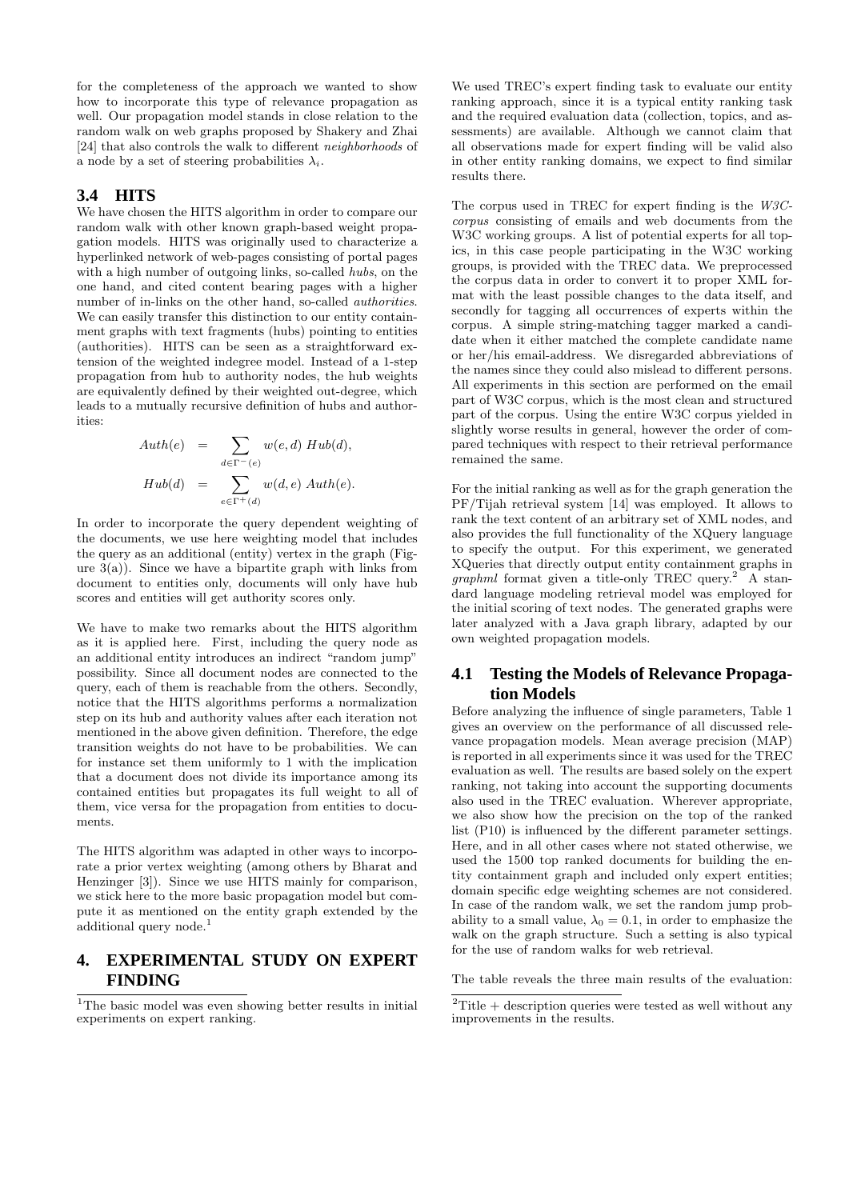for the completeness of the approach we wanted to show how to incorporate this type of relevance propagation as well. Our propagation model stands in close relation to the random walk on web graphs proposed by Shakery and Zhai [24] that also controls the walk to different *neighborhoods* of a node by a set of steering probabilities $\lambda_i$.

## 3.4 HITS

We have chosen the HITS algorithm in order to compare our random walk with other known graph-based weight propagation models. HITS was originally used to characterize a hyperlinked network of web-pages consisting of portal pages with a high number of outgoing links, so-called *hubs*, on the one hand, and cited content bearing pages with a higher number of in-links on the other hand, so-called *authorities*. We can easily transfer this distinction to our entity containment graphs with text fragments (hubs) pointing to entities (authorities). HITS can be seen as a straightforward extension of the weighted indegree model. Instead of a 1-step propagation from hub to authority nodes, the hub weights are equivalently defined by their weighted out-degree, which leads to a mutually recursive definition of hubs and authorities:

$$
\begin{aligned}
Auth(e) &= \sum_{d \in \Gamma^-(e)} w(e,d)\ Hub(d), \\
Hub(d) &= \sum_{e \in \Gamma^+(d)} w(d,e)\ Auth(e).
\end{aligned}
$$

In order to incorporate the query dependent weighting of the documents, we use here weighting model that includes the query as an additional (entity) vertex in the graph (Figure 3(a)). Since we have a bipartite graph with links from document to entities only, documents will only have hub scores and entities will get authority scores only.

We have to make two remarks about the HITS algorithm as it is applied here. First, including the query node as an additional entity introduces an indirect "random jump" possibility. Since all document nodes are connected to the query, each of them is reachable from the others. Secondly, notice that the HITS algorithms performs a normalization step on its hub and authority values after each iteration not mentioned in the above given definition. Therefore, the edge transition weights do not have to be probabilities. We can for instance set them uniformly to 1 with the implication that a document does not divide its importance among its contained entities but propagates its full weight to all of them, vice versa for the propagation from entities to documents.

The HITS algorithm was adapted in other ways to incorporate a prior vertex weighting (among others by Bharat and Henzinger [3]). Since we use HITS mainly for comparison, we stick here to the more basic propagation model but compute it as mentioned on the entity graph extended by the additional query node.[1]

# 4. EXPERIMENTAL STUDY ON EXPERT FINDING

We used TREC's expert finding task to evaluate our entity ranking approach, since it is a typical entity ranking task and the required evaluation data (collection, topics, and assessments) are available. Although we cannot claim that all observations made for expert finding will be valid also in other entity ranking domains, we expect to find similar results there.

The corpus used in TREC for expert finding is the *W3C-corpus* consisting of emails and web documents from the W3C working groups. A list of potential experts for all topics, in this case people participating in the W3C working groups, is provided with the TREC data. We preprocessed the corpus data in order to convert it to proper XML format with the least possible changes to the data itself, and secondly for tagging all occurrences of experts within the corpus. A simple string-matching tagger marked a candidate when it either matched the complete candidate name or her/his email-address. We disregarded abbreviations of the names since they could also mislead to different persons. All experiments in this section are performed on the email part of W3C corpus, which is the most clean and structured part of the corpus. Using the entire W3C corpus yielded in slightly worse results in general, however the order of compared techniques with respect to their retrieval performance remained the same.

For the initial ranking as well as for the graph generation the PF/Tijah retrieval system [14] was employed. It allows to rank the text content of an arbitrary set of XML nodes, and also provides the full functionality of the XQuery language to specify the output. For this experiment, we generated XQueries that directly output entity containment graphs in *graphml* format given a title-only TREC query.[2] A standard language modeling retrieval model was employed for the initial scoring of text nodes. The generated graphs were later analyzed with a Java graph library, adapted by our own weighted propagation models.

## 4.1 Testing the Models of Relevance Propagation Models

Before analyzing the influence of single parameters, Table 1 gives an overview on the performance of all discussed relevance propagation models. Mean average precision (MAP) is reported in all experiments since it was used for the TREC evaluation as well. The results are based solely on the expert ranking, not taking into account the supporting documents also used in the TREC evaluation. Wherever appropriate, we also show how the precision on the top of the ranked list (P10) is influenced by the different parameter settings. Here, and in all other cases where not stated otherwise, we used the 1500 top ranked documents for building the entity containment graph and included only expert entities; domain specific edge weighting schemes are not considered. In case of the random walk, we set the random jump probability to a small value, $\lambda_0 = 0.1$, in order to emphasize the walk on the graph structure. Such a setting is also typical for the use of random walks for web retrieval.

The table reveals the three main results of the evaluation:

[1] The basic model was even showing better results in initial experiments on expert ranking.

[2] Title + description queries were tested as well without any improvements in the results.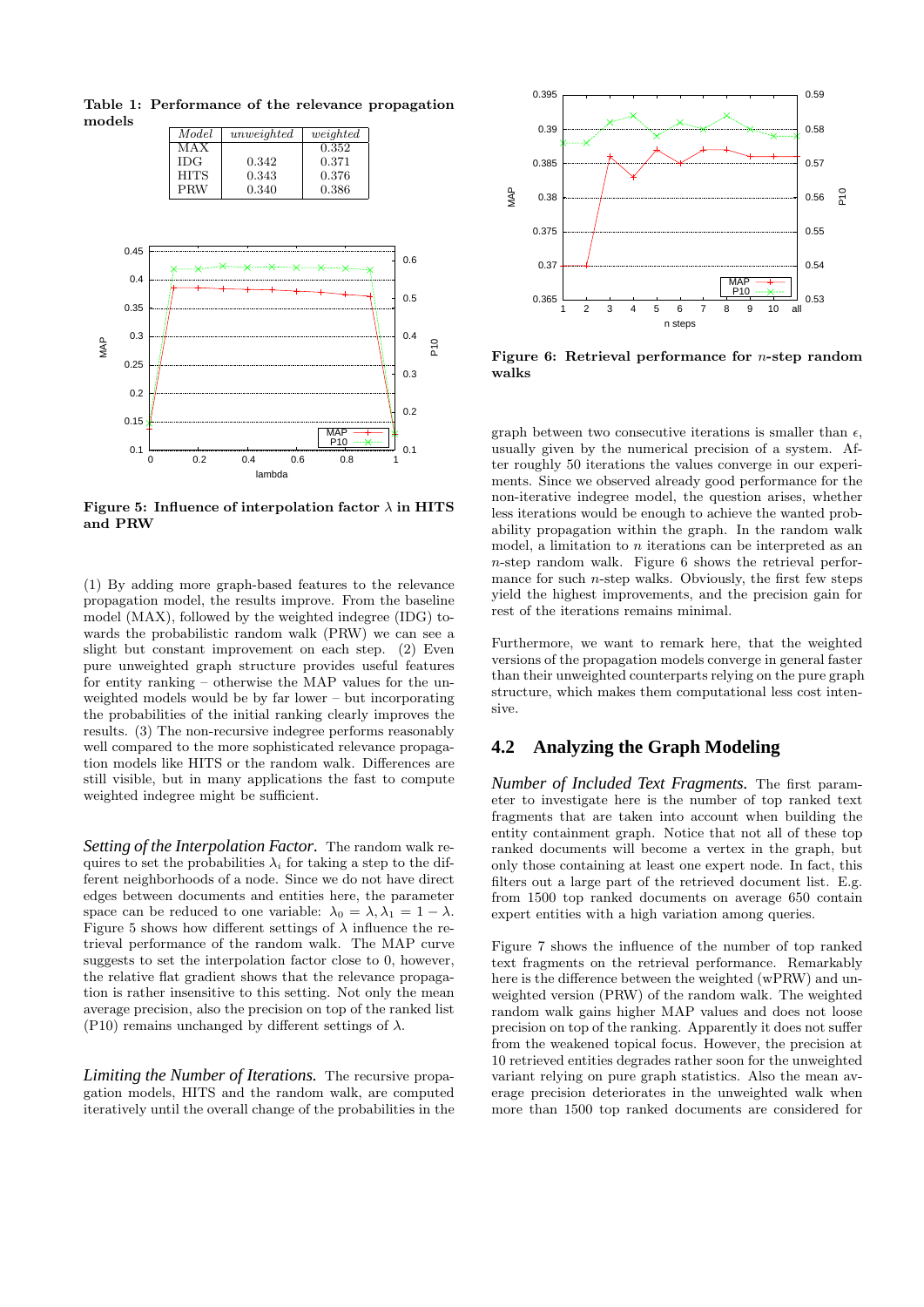**Table 1: Performance of the relevance propagation models**

| *Model* | *unweighted* | *weighted* |
|---|---|---|
| MAX | | 0.352 |
| IDG | 0.342 | 0.371 |
| HITS | 0.343 | 0.376 |
| PRW | 0.340 | 0.386 |

**Figure 5: Influence of interpolation factor $\lambda$ in HITS and PRW**

(1) By adding more graph-based features to the relevance propagation model, the results improve. From the baseline model (MAX), followed by the weighted indegree (IDG) towards the probabilistic random walk (PRW) we can see a slight but constant improvement on each step. (2) Even pure unweighted graph structure provides useful features for entity ranking – otherwise the MAP values for the unweighted models would be by far lower – but incorporating the probabilities of the initial ranking clearly improves the results. (3) The non-recursive indegree performs reasonably well compared to the more sophisticated relevance propagation models like HITS or the random walk. Differences are still visible, but in many applications the fast to compute weighted indegree might be sufficient.

*Setting of the Interpolation Factor.* The random walk requires to set the probabilities $\lambda_i$ for taking a step to the different neighborhoods of a node. Since we do not have direct edges between documents and entities here, the parameter space can be reduced to one variable: $\lambda_0 = \lambda, \lambda_1 = 1 - \lambda$. Figure 5 shows how different settings of $\lambda$ influence the retrieval performance of the random walk. The MAP curve suggests to set the interpolation factor close to 0, however, the relative flat gradient shows that the relevance propagation is rather insensitive to this setting. Not only the mean average precision, also the precision on top of the ranked list (P10) remains unchanged by different settings of $\lambda$.

*Limiting the Number of Iterations.* The recursive propagation models, HITS and the random walk, are computed iteratively until the overall change of the probabilities in the graph between two consecutive iterations is smaller than $\epsilon$, usually given by the numerical precision of a system. After roughly 50 iterations the values converge in our experiments. Since we observed already good performance for the non-iterative indegree model, the question arises, whether less iterations would be enough to achieve the wanted probability propagation within the graph. In the random walk model, a limitation to $n$ iterations can be interpreted as an $n$-step random walk. Figure 6 shows the retrieval performance for such $n$-step walks. Obviously, the first few steps yield the highest improvements, and the precision gain for rest of the iterations remains minimal.

**Figure 6: Retrieval performance for $n$-step random walks**

Furthermore, we want to remark here, that the weighted versions of the propagation models converge in general faster than their unweighted counterparts relying on the pure graph structure, which makes them computational less cost intensive.

## 4.2 Analyzing the Graph Modeling

*Number of Included Text Fragments.* The first parameter to investigate here is the number of top ranked text fragments that are taken into account when building the entity containment graph. Notice that not all of these top ranked documents will become a vertex in the graph, but only those containing at least one expert node. In fact, this filters out a large part of the retrieved document list. E.g. from 1500 top ranked documents on average 650 contain expert entities with a high variation among queries.

Figure 7 shows the influence of the number of top ranked text fragments on the retrieval performance. Remarkably here is the difference between the weighted (wPRW) and unweighted version (PRW) of the random walk. The weighted random walk gains higher MAP values and does not loose precision on top of the ranking. Apparently it does not suffer from the weakened topical focus. However, the precision at 10 retrieved entities degrades rather soon for the unweighted variant relying on pure graph statistics. Also the mean average precision deteriorates in the unweighted walk when more than 1500 top ranked documents are considered for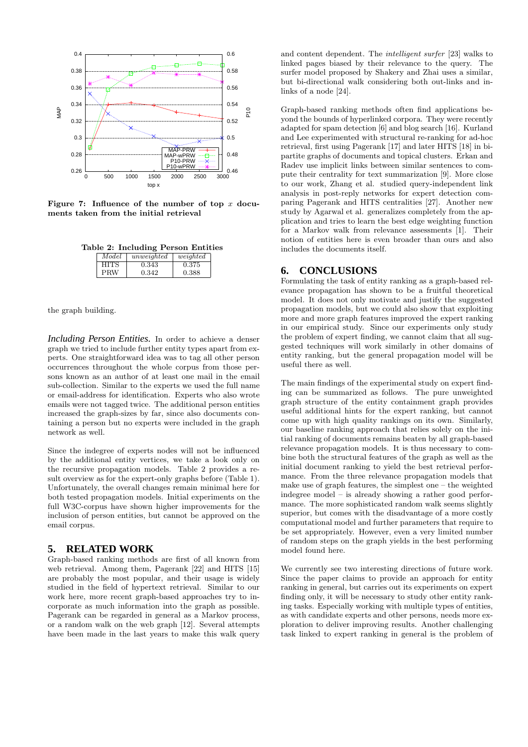Figure 7: Influence of the number of top $x$ documents taken from the initial retrieval

**Table 2: Including Person Entities**

| *Model* | *unweighted* | *weighted* |
|---|---|---|
| HITS | 0.343 | 0.375 |
| PRW | 0.342 | 0.388 |

the graph building.

***Including Person Entities.*** In order to achieve a denser graph we tried to include further entity types apart from experts. One straightforward idea was to tag all other person occurrences throughout the whole corpus from those persons known as an author of at least one mail in the email sub-collection. Similar to the experts we used the full name or email-address for identification. Experts who also wrote emails were not tagged twice. The additional person entities increased the graph-sizes by far, since also documents containing a person but no experts were included in the graph network as well.

Since the indegree of experts nodes will not be influenced by the additional entity vertices, we take a look only on the recursive propagation models. Table 2 provides a result overview as for the expert-only graphs before (Table 1). Unfortunately, the overall changes remain minimal here for both tested propagation models. Initial experiments on the full W3C-corpus have shown higher improvements for the inclusion of person entities, but cannot be approved on the email corpus.

## 5. RELATED WORK

Graph-based ranking methods are first of all known from web retrieval. Among them, Pagerank [22] and HITS [15] are probably the most popular, and their usage is widely studied in the field of hypertext retrieval. Similar to our work here, more recent graph-based approaches try to incorporate as much information into the graph as possible. Pagerank can be regarded in general as a Markov process, or a random walk on the web graph [12]. Several attempts have been made in the last years to make this walk query and content dependent. The *intelligent surfer* [23] walks to linked pages biased by their relevance to the query. The surfer model proposed by Shakery and Zhai uses a similar, but bi-directional walk considering both out-links and in-links of a node [24].

Graph-based ranking methods often find applications beyond the bounds of hyperlinked corpora. They were recently adapted for spam detection [6] and blog search [16]. Kurland and Lee experimented with structural re-ranking for ad-hoc retrieval, first using Pagerank [17] and later HITS [18] in bipartite graphs of documents and topical clusters. Erkan and Radev use implicit links between similar sentences to compute their centrality for text summarization [9]. More close to our work, Zhang et al. studied query-independent link analysis in post-reply networks for expert detection comparing Pagerank and HITS centralities [27]. Another new study by Agarwal et al. generalizes completely from the application and tries to learn the best edge weighting function for a Markov walk from relevance assessments [1]. Their notion of entities here is even broader than ours and also includes the documents itself.

## 6. CONCLUSIONS

Formulating the task of entity ranking as a graph-based relevance propagation has shown to be a fruitful theoretical model. It does not only motivate and justify the suggested propagation models, but we could also show that exploiting more and more graph features improved the expert ranking in our empirical study. Since our experiments only study the problem of expert finding, we cannot claim that all suggested techniques will work similarly in other domains of entity ranking, but the general propagation model will be useful there as well.

The main findings of the experimental study on expert finding can be summarized as follows. The pure unweighted graph structure of the entity containment graph provides useful additional hints for the expert ranking, but cannot come up with high quality rankings on its own. Similarly, our baseline ranking approach that relies solely on the initial ranking of documents remains beaten by all graph-based relevance propagation models. It is thus necessary to combine both the structural features of the graph as well as the initial document ranking to yield the best retrieval performance. From the three relevance propagation models that make use of graph features, the simplest one – the weighted indegree model – is already showing a rather good performance. The more sophisticated random walk seems slightly superior, but comes with the disadvantage of a more costly computational model and further parameters that require to be set appropriately. However, even a very limited number of random steps on the graph yields in the best performing model found here.

We currently see two interesting directions of future work. Since the paper claims to provide an approach for entity ranking in general, but carries out its experiments on expert finding only, it will be necessary to study other entity ranking tasks. Especially working with multiple types of entities, as with candidate experts and other persons, needs more exploration to deliver improving results. Another challenging task linked to expert ranking in general is the problem of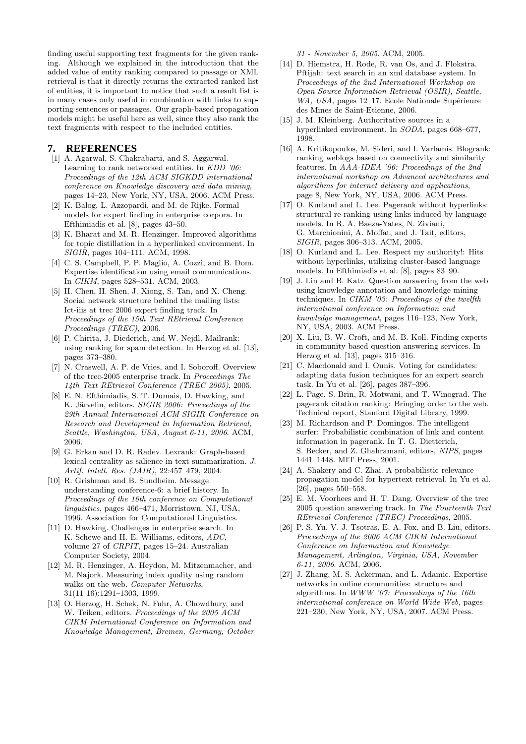finding useful supporting text fragments for the given ranking. Although we explained in the introduction that the added value of entity ranking compared to passage or XML retrieval is that it directly returns the extracted ranked list of entities, it is important to notice that such a result list is in many cases only useful in combination with links to supporting sentences or passages. Our graph-based propagation models might be useful here as well, since they also rank the text fragments with respect to the included entities.

## 7. REFERENCES

[1] A. Agarwal, S. Chakrabarti, and S. Aggarwal. Learning to rank networked entities. In *KDD '06: Proceedings of the 12th ACM SIGKDD international conference on Knowledge discovery and data mining*, pages 14–23, New York, NY, USA, 2006. ACM Press.

[2] K. Balog, L. Azzopardi, and M. de Rijke. Formal models for expert finding in enterprise corpora. In Efthimiadis et al. [8], pages 43–50.

[3] K. Bharat and M. R. Henzinger. Improved algorithms for topic distillation in a hyperlinked environment. In *SIGIR*, pages 104–111. ACM, 1998.

[4] C. S. Campbell, P. P. Maglio, A. Cozzi, and B. Dom. Expertise identification using email communications. In *CIKM*, pages 528–531. ACM, 2003.

[5] H. Chen, H. Shen, J. Xiong, S. Tan, and X. Cheng. Social network structure behind the mailing lists: Ict-iiis at trec 2006 expert finding track. In *Proceedings of the 15th Text REtrieval Conference Proceedings (TREC)*, 2006.

[6] P. Chirita, J. Diederich, and W. Nejdl. Mailrank: using ranking for spam detection. In Herzog et al. [13], pages 373–380.

[7] N. Craswell, A. P. de Vries, and I. Soboroff. Overview of the trec-2005 enterprise track. In *Proceedings The 14th Text REtrieval Conference (TREC 2005)*, 2005.

[8] E. N. Efthimiadis, S. T. Dumais, D. Hawking, and K. Järvelin, editors. *SIGIR 2006: Proceedings of the 29th Annual International ACM SIGIR Conference on Research and Development in Information Retrieval, Seattle, Washington, USA, August 6-11, 2006*. ACM, 2006.

[9] G. Erkan and D. R. Radev. Lexrank: Graph-based lexical centrality as salience in text summarization. *J. Artif. Intell. Res. (JAIR)*, 22:457–479, 2004.

[10] R. Grishman and B. Sundheim. Message understanding conference-6: a brief history. In *Proceedings of the 16th conference on Computational linguistics*, pages 466–471, Morristown, NJ, USA, 1996. Association for Computational Linguistics.

[11] D. Hawking. Challenges in enterprise search. In K. Schewe and H. E. Williams, editors, *ADC*, volume 27 of *CRPIT*, pages 15–24. Australian Computer Society, 2004.

[12] M. R. Henzinger, A. Heydon, M. Mitzenmacher, and M. Najork. Measuring index quality using random walks on the web. *Computer Networks*, 31(11-16):1291–1303, 1999.

[13] O. Herzog, H. Schek, N. Fuhr, A. Chowdhury, and W. Teiken, editors. *Proceedings of the 2005 ACM CIKM International Conference on Information and Knowledge Management, Bremen, Germany, October 31 - November 5, 2005*. ACM, 2005.

[14] D. Hiemstra, H. Rode, R. van Os, and J. Flokstra. Pftijah: text search in an xml database system. In *Proceedings of the 2nd International Workshop on Open Source Information Retrieval (OSIR), Seattle, WA, USA*, pages 12–17. Ecole Nationale Supérieure des Mines de Saint-Etienne, 2006.

[15] J. M. Kleinberg. Authoritative sources in a hyperlinked environment. In *SODA*, pages 668–677, 1998.

[16] A. Kritikopoulos, M. Sideri, and I. Varlamis. Blogrank: ranking weblogs based on connectivity and similarity features. In *AAA-IDEA '06: Proceedings of the 2nd international workshop on Advanced architectures and algorithms for internet delivery and applications*, page 8, New York, NY, USA, 2006. ACM Press.

[17] O. Kurland and L. Lee. Pagerank without hyperlinks: structural re-ranking using links induced by language models. In R. A. Baeza-Yates, N. Ziviani, G. Marchionini, A. Moffat, and J. Tait, editors, *SIGIR*, pages 306–313. ACM, 2005.

[18] O. Kurland and L. Lee. Respect my authority!: Hits without hyperlinks, utilizing cluster-based language models. In Efthimiadis et al. [8], pages 83–90.

[19] J. Lin and B. Katz. Question answering from the web using knowledge annotation and knowledge mining techniques. In *CIKM '03: Proceedings of the twelfth international conference on Information and knowledge management*, pages 116–123, New York, NY, USA, 2003. ACM Press.

[20] X. Liu, B. W. Croft, and M. B. Koll. Finding experts in community-based question-answering services. In Herzog et al. [13], pages 315–316.

[21] C. Macdonald and I. Ounis. Voting for candidates: adapting data fusion techniques for an expert search task. In Yu et al. [26], pages 387–396.

[22] L. Page, S. Brin, R. Motwani, and T. Winograd. The pagerank citation ranking: Bringing order to the web. Technical report, Stanford Digital Library, 1999.

[23] M. Richardson and P. Domingos. The intelligent surfer: Probabilistic combination of link and content information in pagerank. In T. G. Dietterich, S. Becker, and Z. Ghahramani, editors, *NIPS*, pages 1441–1448. MIT Press, 2001.

[24] A. Shakery and C. Zhai. A probabilistic relevance propagation model for hypertext retrieval. In Yu et al. [26], pages 550–558.

[25] E. M. Voorhees and H. T. Dang. Overview of the trec 2005 question answering track. In *The Fourteenth Text REtrieval Conference (TREC) Proceedings*, 2005.

[26] P. S. Yu, V. J. Tsotras, E. A. Fox, and B. Liu, editors. *Proceedings of the 2006 ACM CIKM International Conference on Information and Knowledge Management, Arlington, Virginia, USA, November 6-11, 2006*. ACM, 2006.

[27] J. Zhang, M. S. Ackerman, and L. Adamic. Expertise networks in online communities: structure and algorithms. In *WWW '07: Proceedings of the 16th international conference on World Wide Web*, pages 221–230, New York, NY, USA, 2007. ACM Press.